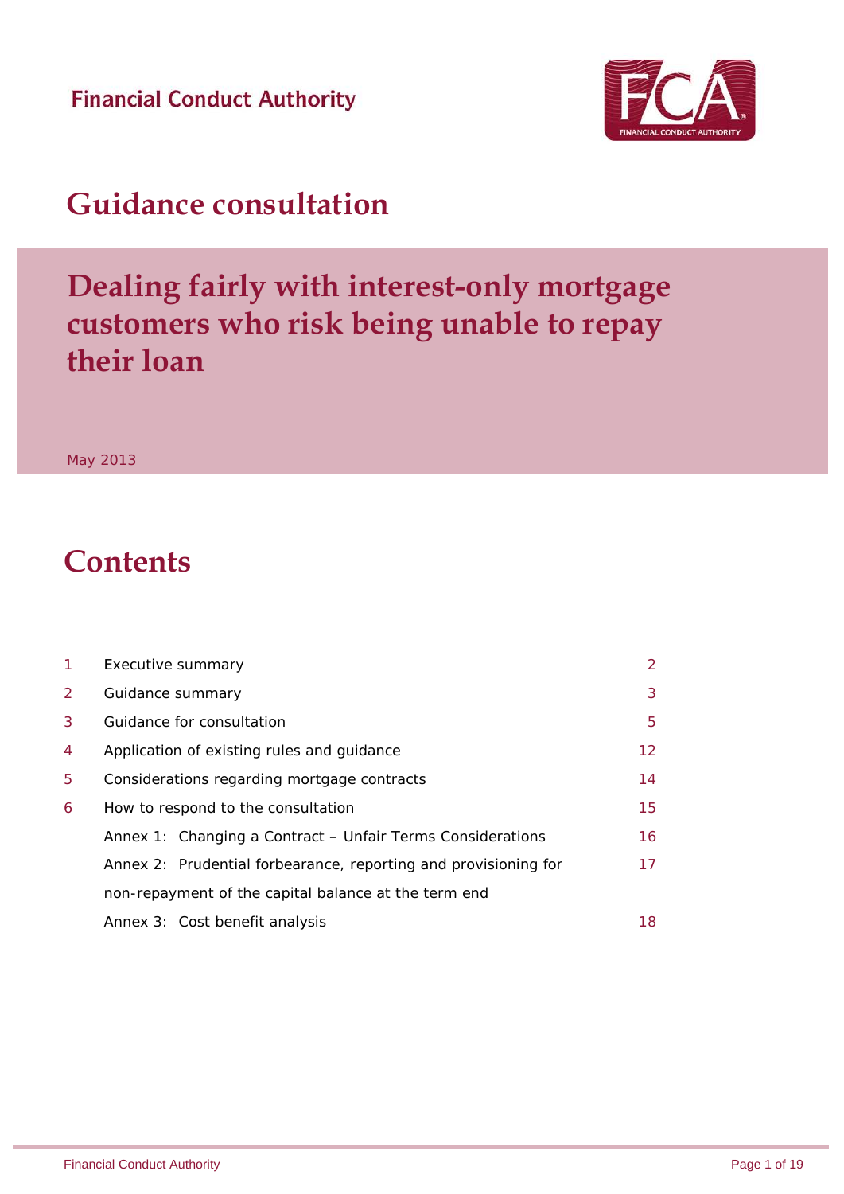Financial Conduct Authority

# Guidance consultation

# Dealing fairly with interest-only mortgage customers who risk being unable to repay their loan

May 2013

## Contents

| | | |
|---|---|---|
| 1 | Executive summary | 2 |
| 2 | Guidance summary | 3 |
| 3 | Guidance for consultation | 5 |
| 4 | Application of existing rules and guidance | 12 |
| 5 | Considerations regarding mortgage contracts | 14 |
| 6 | How to respond to the consultation | 15 |
| | Annex 1: Changing a Contract – Unfair Terms Considerations | 16 |
| | Annex 2: Prudential forbearance, reporting and provisioning for non-repayment of the capital balance at the term end | 17 |
| | Annex 3: Cost benefit analysis | 18 |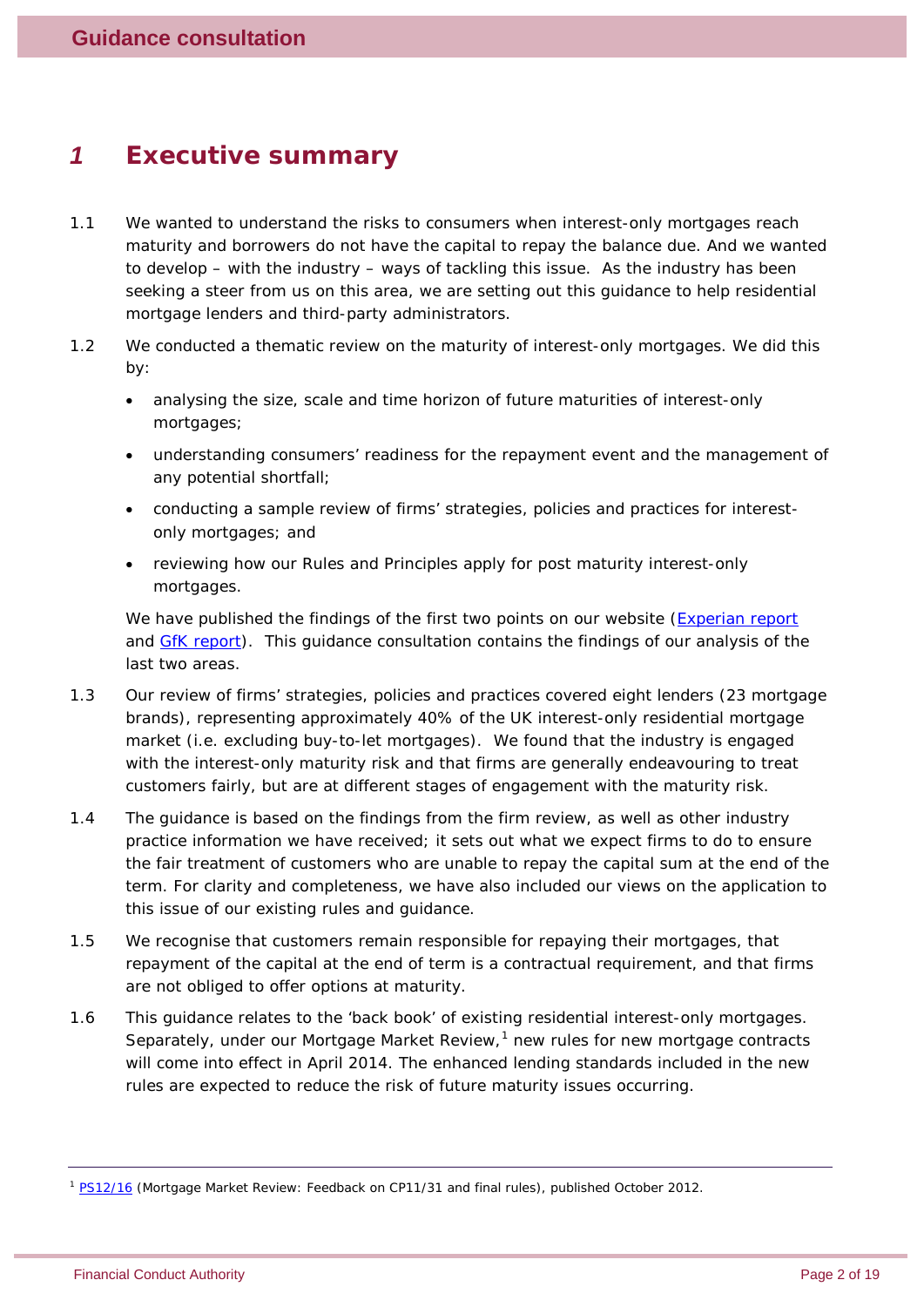# 1 Executive summary

1.1 We wanted to understand the risks to consumers when interest-only mortgages reach maturity and borrowers do not have the capital to repay the balance due. And we wanted to develop – with the industry – ways of tackling this issue. As the industry has been seeking a steer from us on this area, we are setting out this guidance to help residential mortgage lenders and third-party administrators.

1.2 We conducted a thematic review on the maturity of interest-only mortgages. We did this by:

- analysing the size, scale and time horizon of future maturities of interest-only mortgages;
- understanding consumers' readiness for the repayment event and the management of any potential shortfall;
- conducting a sample review of firms' strategies, policies and practices for interest-only mortgages; and
- reviewing how our Rules and Principles apply for post maturity interest-only mortgages.

We have published the findings of the first two points on our website (Experian report and GfK report). This guidance consultation contains the findings of our analysis of the last two areas.

1.3 Our review of firms' strategies, policies and practices covered eight lenders (23 mortgage brands), representing approximately 40% of the UK interest-only residential mortgage market (i.e. excluding buy-to-let mortgages). We found that the industry is engaged with the interest-only maturity risk and that firms are generally endeavouring to treat customers fairly, but are at different stages of engagement with the maturity risk.

1.4 The guidance is based on the findings from the firm review, as well as other industry practice information we have received; it sets out what we expect firms to do to ensure the fair treatment of customers who are unable to repay the capital sum at the end of the term. For clarity and completeness, we have also included our views on the application to this issue of our existing rules and guidance.

1.5 We recognise that customers remain responsible for repaying their mortgages, that repayment of the capital at the end of term is a contractual requirement, and that firms are not obliged to offer options at maturity.

1.6 This guidance relates to the 'back book' of existing residential interest-only mortgages. Separately, under our Mortgage Market Review,[1] new rules for new mortgage contracts will come into effect in April 2014. The enhanced lending standards included in the new rules are expected to reduce the risk of future maturity issues occurring.

---

[1] PS12/16 (Mortgage Market Review: Feedback on CP11/31 and final rules), published October 2012.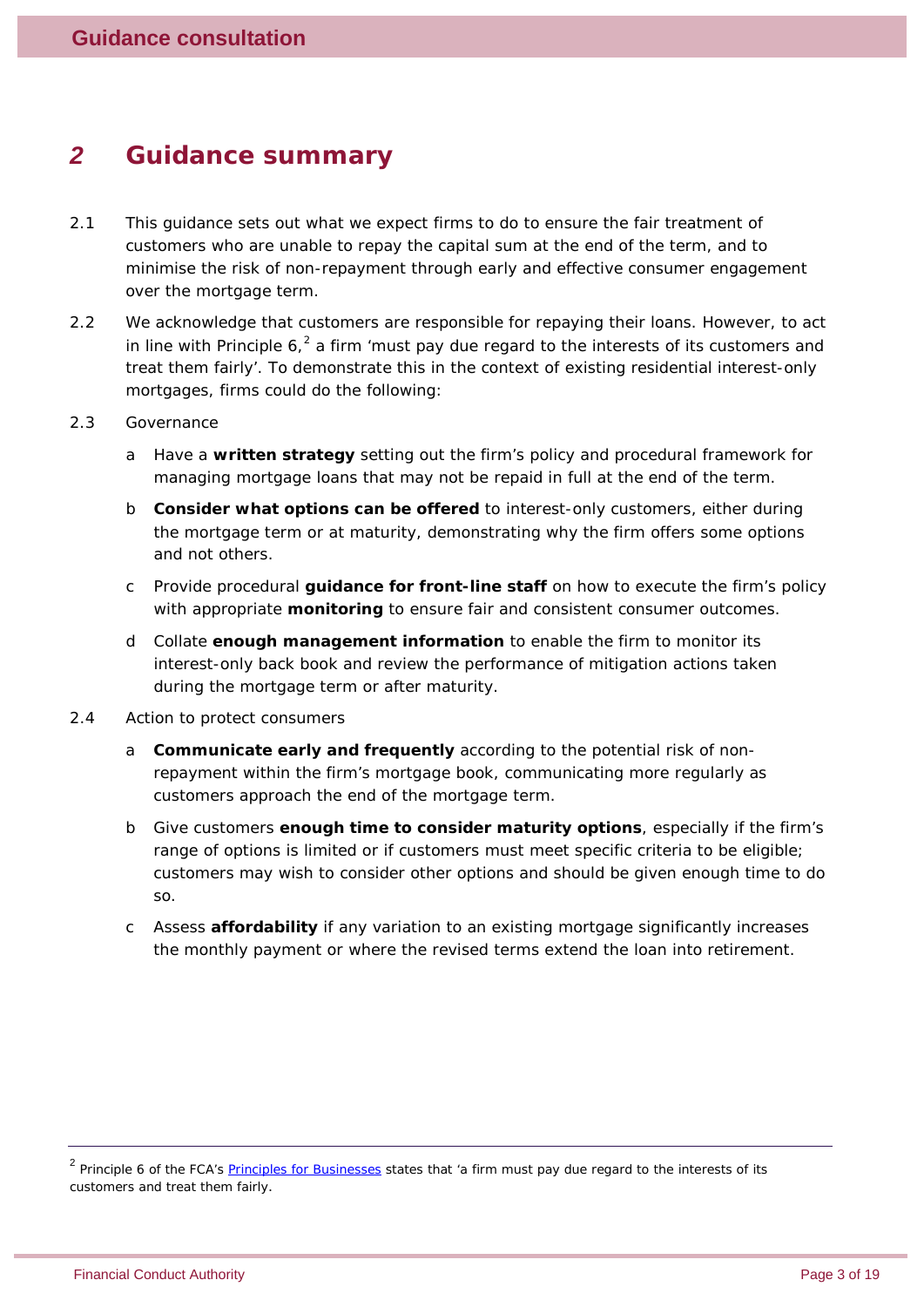# 2 Guidance summary

2.1 This guidance sets out what we expect firms to do to ensure the fair treatment of customers who are unable to repay the capital sum at the end of the term, and to minimise the risk of non-repayment through early and effective consumer engagement over the mortgage term.

2.2 We acknowledge that customers are responsible for repaying their loans. However, to act in line with Principle 6,[2] a firm 'must pay due regard to the interests of its customers and treat them fairly'. To demonstrate this in the context of existing residential interest-only mortgages, firms could do the following:

2.3 Governance

- a Have a **written strategy** setting out the firm's policy and procedural framework for managing mortgage loans that may not be repaid in full at the end of the term.
- b **Consider what options can be offered** to interest-only customers, either during the mortgage term or at maturity, demonstrating why the firm offers some options and not others.
- c Provide procedural **guidance for front-line staff** on how to execute the firm's policy with appropriate **monitoring** to ensure fair and consistent consumer outcomes.
- d Collate **enough management information** to enable the firm to monitor its interest-only back book and review the performance of mitigation actions taken during the mortgage term or after maturity.

2.4 Action to protect consumers

- a **Communicate early and frequently** according to the potential risk of non-repayment within the firm's mortgage book, communicating more regularly as customers approach the end of the mortgage term.
- b Give customers **enough time to consider maturity options**, especially if the firm's range of options is limited or if customers must meet specific criteria to be eligible; customers may wish to consider other options and should be given enough time to do so.
- c Assess **affordability** if any variation to an existing mortgage significantly increases the monthly payment or where the revised terms extend the loan into retirement.

---

[2] Principle 6 of the FCA's Principles for Businesses states that 'a firm must pay due regard to the interests of its customers and treat them fairly.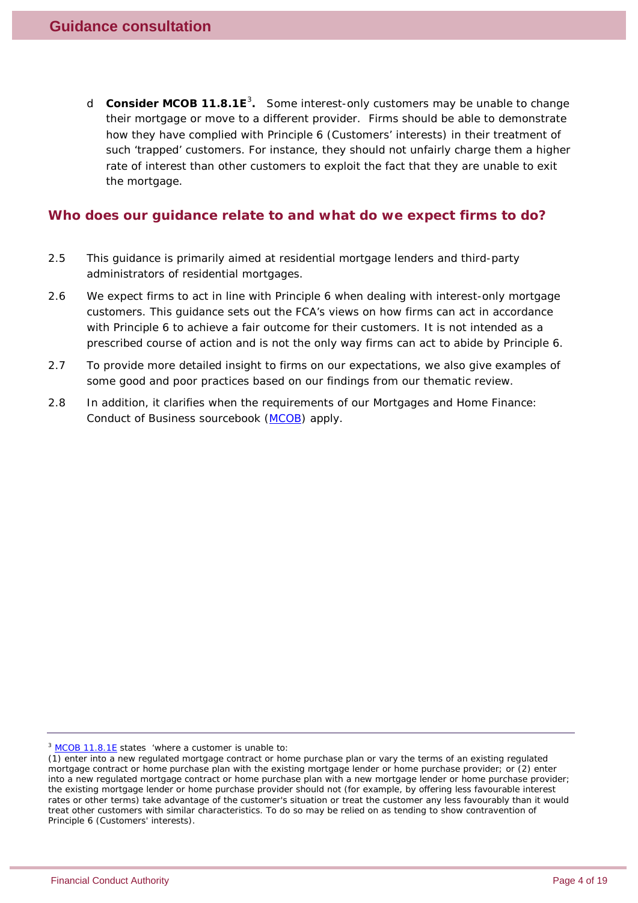d **Consider MCOB 11.8.1E**[3]**.** Some interest-only customers may be unable to change their mortgage or move to a different provider. Firms should be able to demonstrate how they have complied with Principle 6 (Customers' interests) in their treatment of such 'trapped' customers. For instance, they should not unfairly charge them a higher rate of interest than other customers to exploit the fact that they are unable to exit the mortgage.

## Who does our guidance relate to and what do we expect firms to do?

2.5 This guidance is primarily aimed at residential mortgage lenders and third-party administrators of residential mortgages.

2.6 We expect firms to act in line with Principle 6 when dealing with interest-only mortgage customers. This guidance sets out the FCA's views on how firms can act in accordance with Principle 6 to achieve a fair outcome for their customers. It is not intended as a prescribed course of action and is not the only way firms can act to abide by Principle 6.

2.7 To provide more detailed insight to firms on our expectations, we also give examples of some good and poor practices based on our findings from our thematic review.

2.8 In addition, it clarifies when the requirements of our Mortgages and Home Finance: Conduct of Business sourcebook (MCOB) apply.

---

[3] MCOB 11.8.1E states 'where a customer is unable to:
(1) enter into a new regulated mortgage contract or home purchase plan or vary the terms of an existing regulated mortgage contract or home purchase plan with the existing mortgage lender or home purchase provider; or (2) enter into a new regulated mortgage contract or home purchase plan with a new mortgage lender or home purchase provider; the existing mortgage lender or home purchase provider should not (for example, by offering less favourable interest rates or other terms) take advantage of the customer's situation or treat the customer any less favourably than it would treat other customers with similar characteristics. To do so may be relied on as tending to show contravention of Principle 6 (Customers' interests).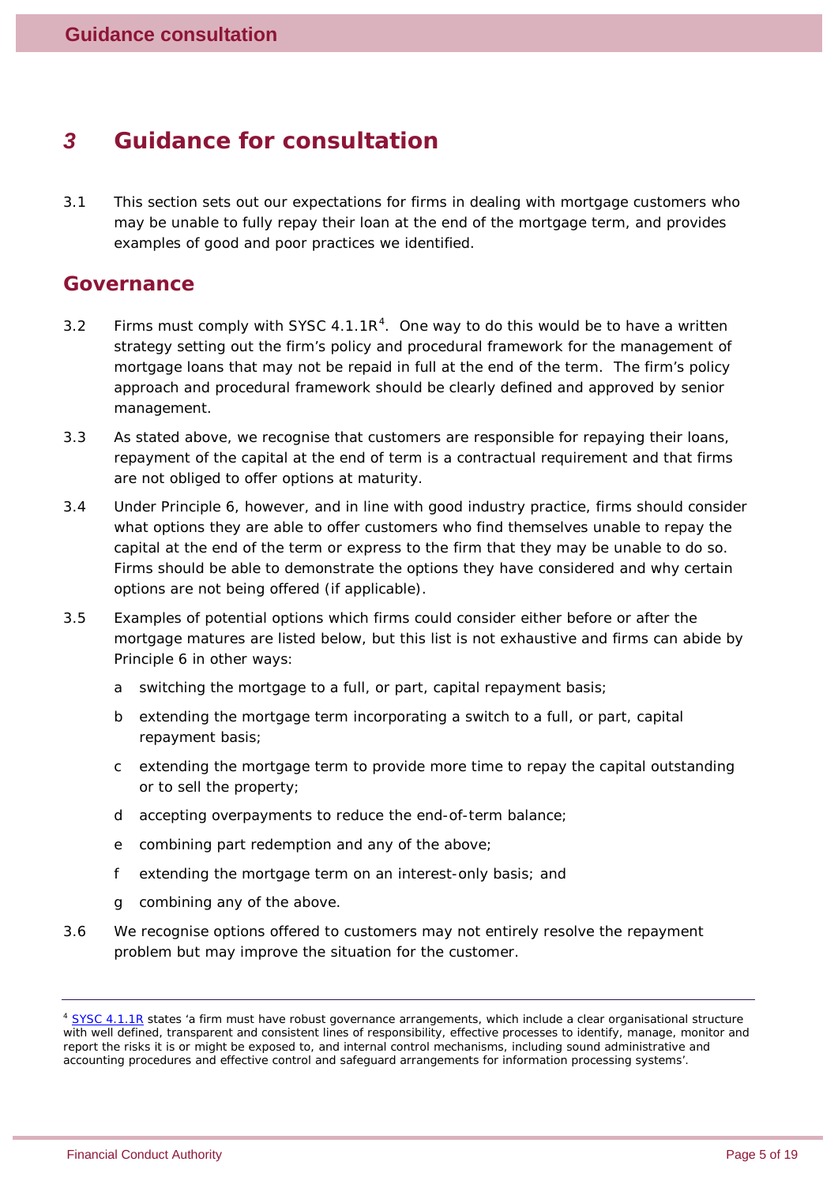## 3 Guidance for consultation

3.1 This section sets out our expectations for firms in dealing with mortgage customers who may be unable to fully repay their loan at the end of the mortgage term, and provides examples of good and poor practices we identified.

### Governance

3.2 Firms must comply with SYSC 4.1.1R[4]. One way to do this would be to have a written strategy setting out the firm's policy and procedural framework for the management of mortgage loans that may not be repaid in full at the end of the term. The firm's policy approach and procedural framework should be clearly defined and approved by senior management.

3.3 As stated above, we recognise that customers are responsible for repaying their loans, repayment of the capital at the end of term is a contractual requirement and that firms are not obliged to offer options at maturity.

3.4 Under Principle 6, however, and in line with good industry practice, firms should consider what options they are able to offer customers who find themselves unable to repay the capital at the end of the term or express to the firm that they may be unable to do so. Firms should be able to demonstrate the options they have considered and why certain options are not being offered (if applicable).

3.5 Examples of potential options which firms could consider either before or after the mortgage matures are listed below, but this list is not exhaustive and firms can abide by Principle 6 in other ways:

a switching the mortgage to a full, or part, capital repayment basis;

b extending the mortgage term incorporating a switch to a full, or part, capital repayment basis;

c extending the mortgage term to provide more time to repay the capital outstanding or to sell the property;

d accepting overpayments to reduce the end-of-term balance;

e combining part redemption and any of the above;

f extending the mortgage term on an interest-only basis; and

g combining any of the above.

3.6 We recognise options offered to customers may not entirely resolve the repayment problem but may improve the situation for the customer.

---

[4] SYSC 4.1.1R states 'a firm must have robust governance arrangements, which include a clear organisational structure with well defined, transparent and consistent lines of responsibility, effective processes to identify, manage, monitor and report the risks it is or might be exposed to, and internal control mechanisms, including sound administrative and accounting procedures and effective control and safeguard arrangements for information processing systems'.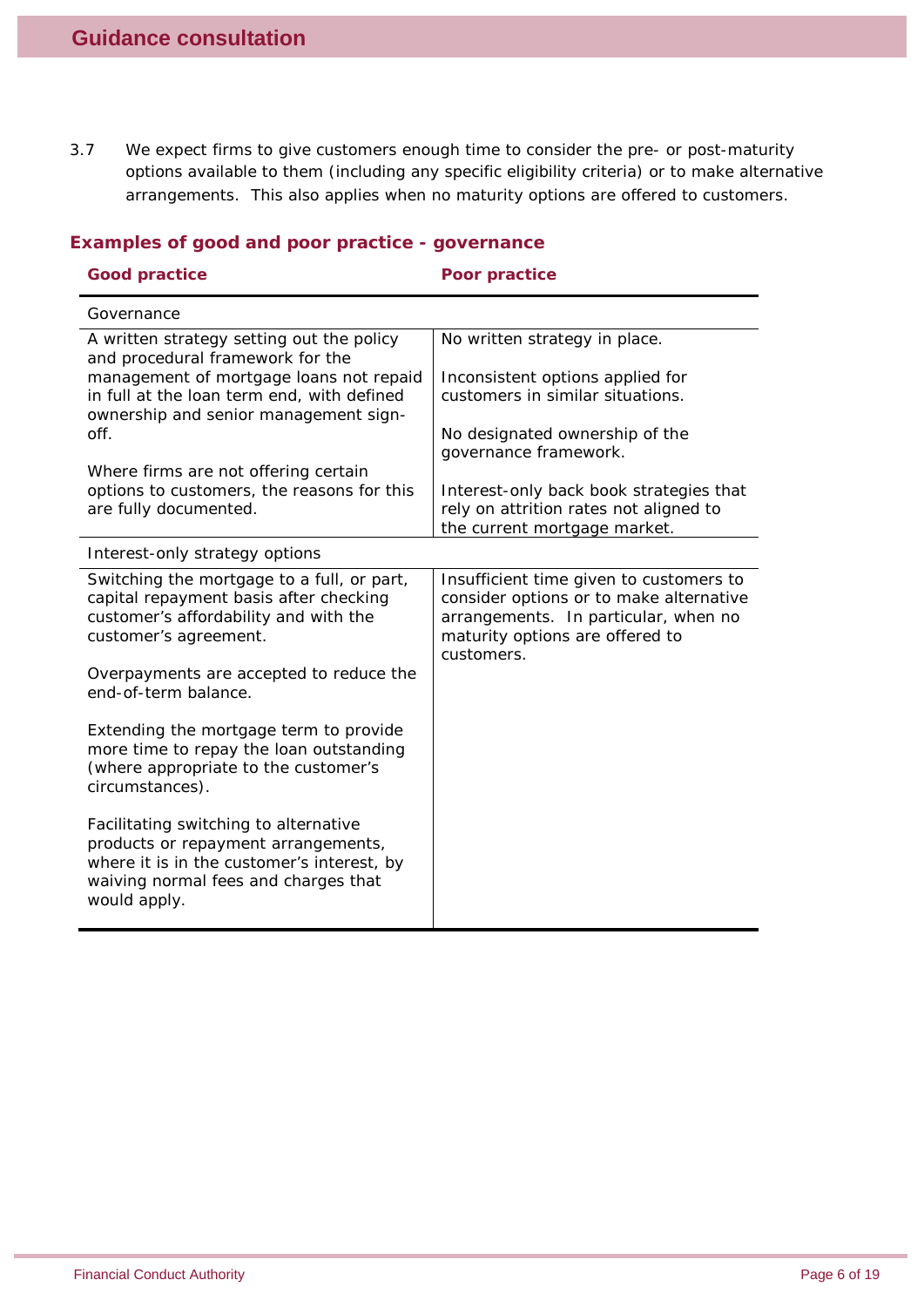3.7 We expect firms to give customers enough time to consider the pre- or post-maturity options available to them (including any specific eligibility criteria) or to make alternative arrangements. This also applies when no maturity options are offered to customers.

### Examples of good and poor practice - governance

| Good practice | Poor practice |
|---|---|
| **Governance** | |
| A written strategy setting out the policy and procedural framework for the management of mortgage loans not repaid in full at the loan term end, with defined ownership and senior management sign-off.<br><br>Where firms are not offering certain options to customers, the reasons for this are fully documented. | No written strategy in place.<br><br>Inconsistent options applied for customers in similar situations.<br><br>No designated ownership of the governance framework.<br><br>Interest-only back book strategies that rely on attrition rates not aligned to the current mortgage market. |
| **Interest-only strategy options** | |
| Switching the mortgage to a full, or part, capital repayment basis after checking customer's affordability and with the customer's agreement.<br><br>Overpayments are accepted to reduce the end-of-term balance.<br><br>Extending the mortgage term to provide more time to repay the loan outstanding (where appropriate to the customer's circumstances).<br><br>Facilitating switching to alternative products or repayment arrangements, where it is in the customer's interest, by waiving normal fees and charges that would apply. | Insufficient time given to customers to consider options or to make alternative arrangements. In particular, when no maturity options are offered to customers. |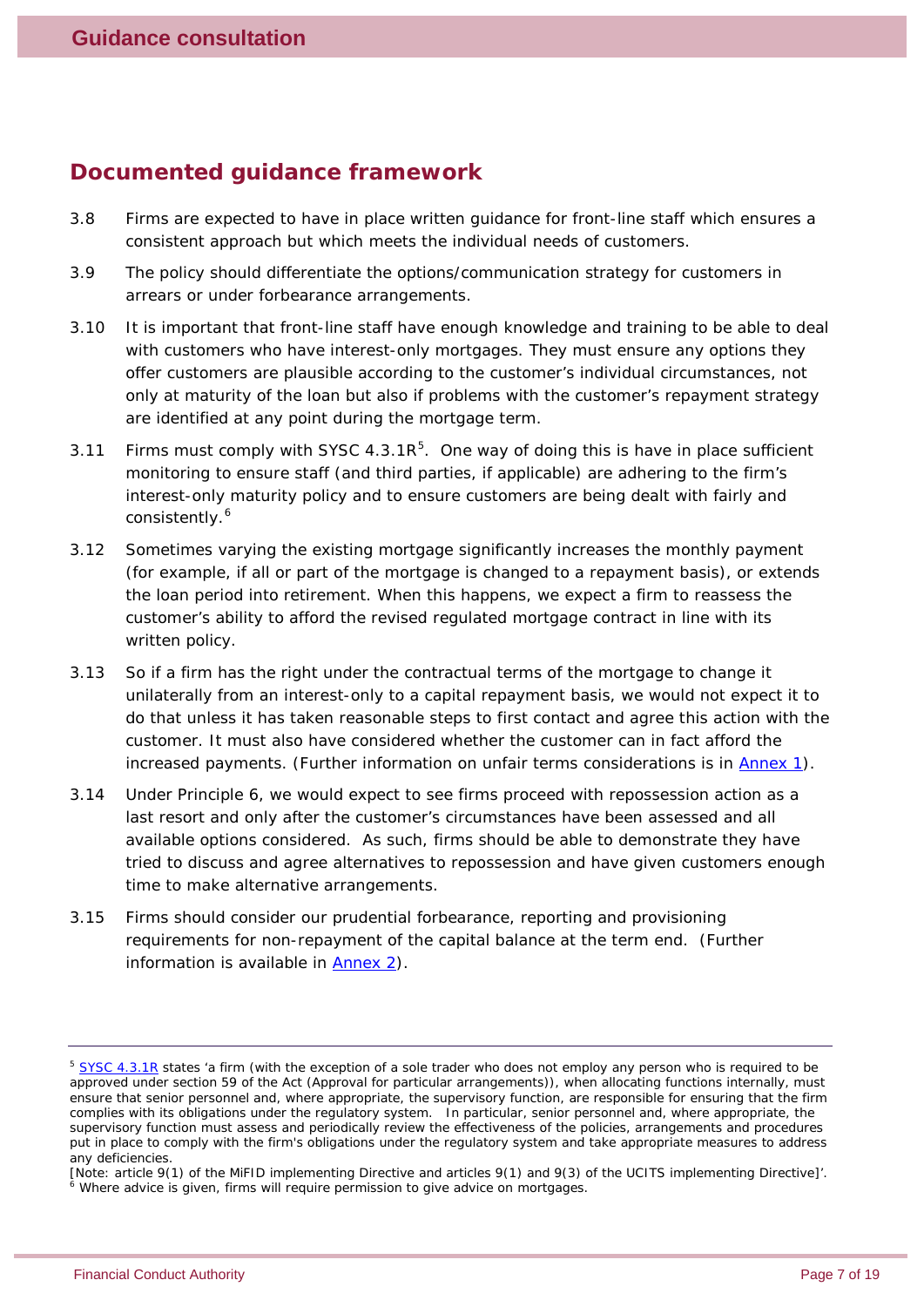## Documented guidance framework

3.8 Firms are expected to have in place written guidance for front-line staff which ensures a consistent approach but which meets the individual needs of customers.

3.9 The policy should differentiate the options/communication strategy for customers in arrears or under forbearance arrangements.

3.10 It is important that front-line staff have enough knowledge and training to be able to deal with customers who have interest-only mortgages. They must ensure any options they offer customers are plausible according to the customer's individual circumstances, not only at maturity of the loan but also if problems with the customer's repayment strategy are identified at any point during the mortgage term.

3.11 Firms must comply with SYSC 4.3.1R[5]. One way of doing this is have in place sufficient monitoring to ensure staff (and third parties, if applicable) are adhering to the firm's interest-only maturity policy and to ensure customers are being dealt with fairly and consistently.[6]

3.12 Sometimes varying the existing mortgage significantly increases the monthly payment (for example, if all or part of the mortgage is changed to a repayment basis), or extends the loan period into retirement. When this happens, we expect a firm to reassess the customer's ability to afford the revised regulated mortgage contract in line with its written policy.

3.13 So if a firm has the right under the contractual terms of the mortgage to change it unilaterally from an interest-only to a capital repayment basis, we would not expect it to do that unless it has taken reasonable steps to first contact and agree this action with the customer. It must also have considered whether the customer can in fact afford the increased payments. (Further information on unfair terms considerations is in Annex 1).

3.14 Under Principle 6, we would expect to see firms proceed with repossession action as a last resort and only after the customer's circumstances have been assessed and all available options considered. As such, firms should be able to demonstrate they have tried to discuss and agree alternatives to repossession and have given customers enough time to make alternative arrangements.

3.15 Firms should consider our prudential forbearance, reporting and provisioning requirements for non-repayment of the capital balance at the term end. (Further information is available in Annex 2).

---

[5] SYSC 4.3.1R states 'a firm (with the exception of a sole trader who does not employ any person who is required to be approved under section 59 of the Act (Approval for particular arrangements)), when allocating functions internally, must ensure that senior personnel and, where appropriate, the supervisory function, are responsible for ensuring that the firm complies with its obligations under the regulatory system. In particular, senior personnel and, where appropriate, the supervisory function must assess and periodically review the effectiveness of the policies, arrangements and procedures put in place to comply with the firm's obligations under the regulatory system and take appropriate measures to address any deficiencies.
[Note: article 9(1) of the MiFID implementing Directive and articles 9(1) and 9(3) of the UCITS implementing Directive]'.

[6] Where advice is given, firms will require permission to give advice on mortgages.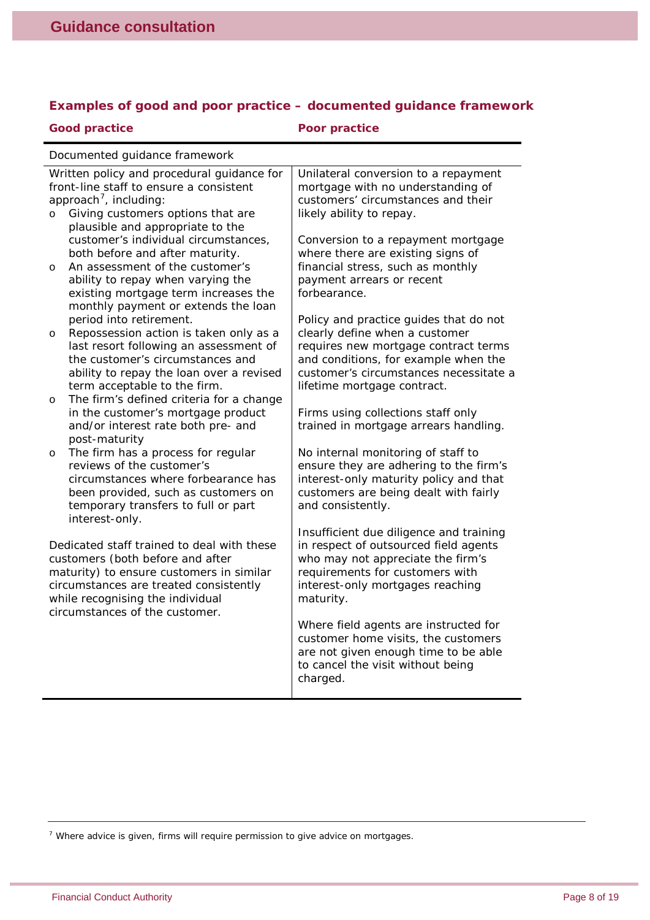### Examples of good and poor practice – documented guidance framework

| Good practice | Poor practice |
|---|---|
| Documented guidance framework | |
| Written policy and procedural guidance for front-line staff to ensure a consistent approach[7], including:<br>o Giving customers options that are plausible and appropriate to the customer's individual circumstances, both before and after maturity.<br>o An assessment of the customer's ability to repay when varying the existing mortgage term increases the monthly payment or extends the loan period into retirement.<br>o Repossession action is taken only as a last resort following an assessment of the customer's circumstances and ability to repay the loan over a revised term acceptable to the firm.<br>o The firm's defined criteria for a change in the customer's mortgage product and/or interest rate both pre- and post-maturity<br>o The firm has a process for regular reviews of the customer's circumstances where forbearance has been provided, such as customers on temporary transfers to full or part interest-only.<br><br>Dedicated staff trained to deal with these customers (both before and after maturity) to ensure customers in similar circumstances are treated consistently while recognising the individual circumstances of the customer. | Unilateral conversion to a repayment mortgage with no understanding of customers' circumstances and their likely ability to repay.<br><br>Conversion to a repayment mortgage where there are existing signs of financial stress, such as monthly payment arrears or recent forbearance.<br><br>Policy and practice guides that do not clearly define when a customer requires new mortgage contract terms and conditions, for example when the customer's circumstances necessitate a lifetime mortgage contract.<br><br>Firms using collections staff only trained in mortgage arrears handling.<br><br>No internal monitoring of staff to ensure they are adhering to the firm's interest-only maturity policy and that customers are being dealt with fairly and consistently.<br><br>Insufficient due diligence and training in respect of outsourced field agents who may not appreciate the firm's requirements for customers with interest-only mortgages reaching maturity.<br><br>Where field agents are instructed for customer home visits, the customers are not given enough time to be able to cancel the visit without being charged. |

[7] Where advice is given, firms will require permission to give advice on mortgages.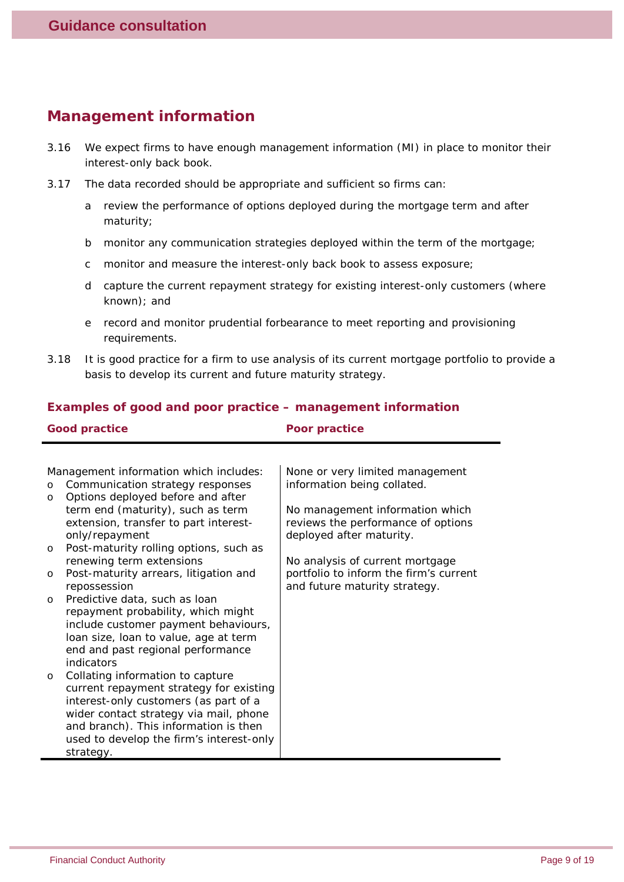## Management information

3.16 We expect firms to have enough management information (MI) in place to monitor their interest-only back book.

3.17 The data recorded should be appropriate and sufficient so firms can:

a review the performance of options deployed during the mortgage term and after maturity;

b monitor any communication strategies deployed within the term of the mortgage;

c monitor and measure the interest-only back book to assess exposure;

d capture the current repayment strategy for existing interest-only customers (where known); and

e record and monitor prudential forbearance to meet reporting and provisioning requirements.

3.18 It is good practice for a firm to use analysis of its current mortgage portfolio to provide a basis to develop its current and future maturity strategy.

### Examples of good and poor practice – management information

| Good practice | Poor practice |
|---|---|
| Management information which includes:<br>o Communication strategy responses<br>o Options deployed before and after term end (maturity), such as term extension, transfer to part interest-only/repayment<br>o Post-maturity rolling options, such as renewing term extensions<br>o Post-maturity arrears, litigation and repossession<br>o Predictive data, such as loan repayment probability, which might include customer payment behaviours, loan size, loan to value, age at term end and past regional performance indicators<br>o Collating information to capture current repayment strategy for existing interest-only customers (as part of a wider contact strategy via mail, phone and branch). This information is then used to develop the firm's interest-only strategy. | None or very limited management information being collated.<br><br>No management information which reviews the performance of options deployed after maturity.<br><br>No analysis of current mortgage portfolio to inform the firm's current and future maturity strategy. |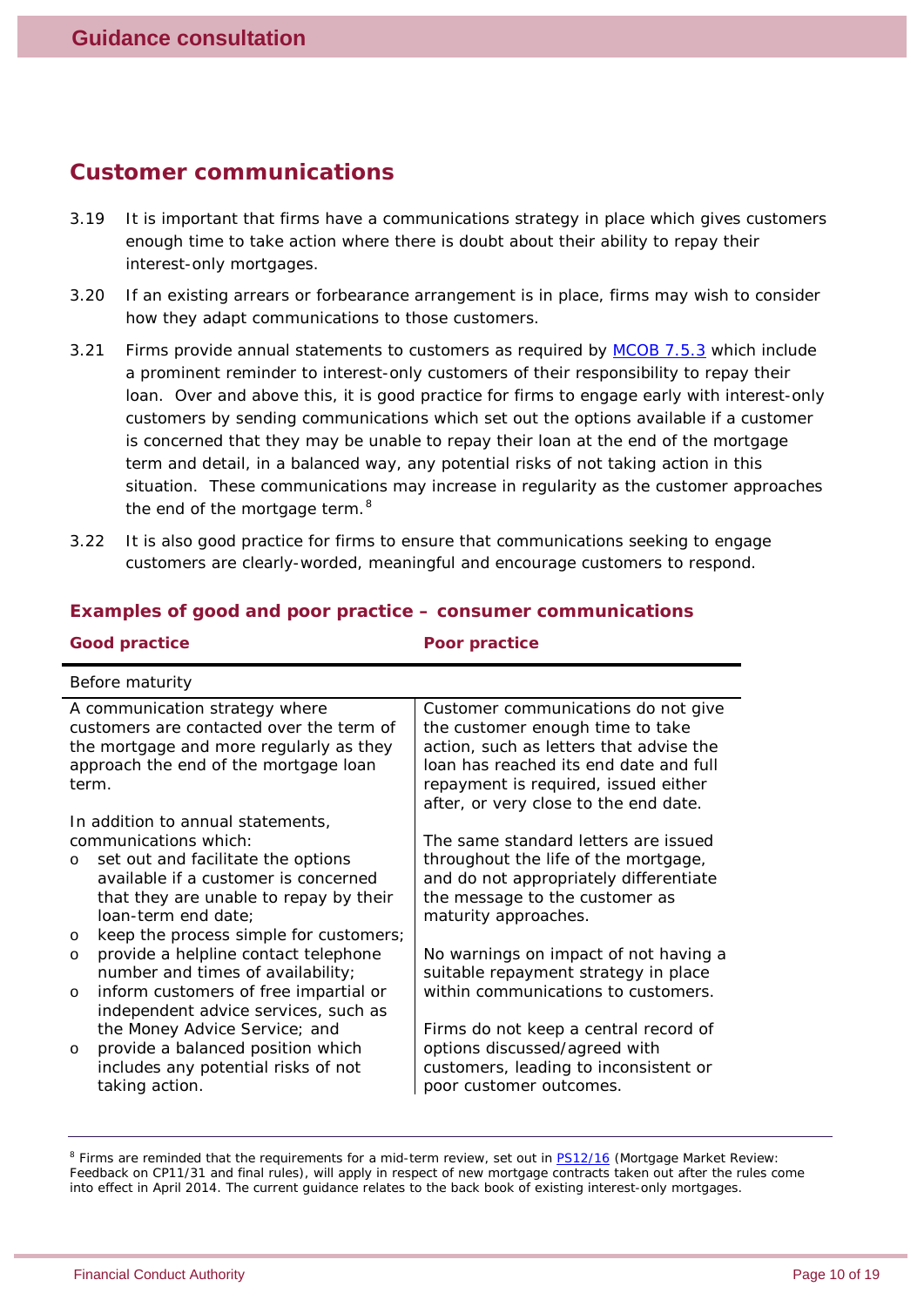## Customer communications

3.19 It is important that firms have a communications strategy in place which gives customers enough time to take action where there is doubt about their ability to repay their interest-only mortgages.

3.20 If an existing arrears or forbearance arrangement is in place, firms may wish to consider how they adapt communications to those customers.

3.21 Firms provide annual statements to customers as required by [MCOB 7.5.3](#) which include a prominent reminder to interest-only customers of their responsibility to repay their loan. Over and above this, it is good practice for firms to engage early with interest-only customers by sending communications which set out the options available if a customer is concerned that they may be unable to repay their loan at the end of the mortgage term and detail, in a balanced way, any potential risks of not taking action in this situation. These communications may increase in regularity as the customer approaches the end of the mortgage term.[8]

3.22 It is also good practice for firms to ensure that communications seeking to engage customers are clearly-worded, meaningful and encourage customers to respond.

### Examples of good and poor practice – consumer communications

| Good practice | Poor practice |
|---|---|
| **Before maturity** | |
| A communication strategy where customers are contacted over the term of the mortgage and more regularly as they approach the end of the mortgage loan term. | Customer communications do not give the customer enough time to take action, such as letters that advise the loan has reached its end date and full repayment is required, issued either after, or very close to the end date. |
| In addition to annual statements, communications which:<br>o set out and facilitate the options available if a customer is concerned that they are unable to repay by their loan-term end date;<br>o keep the process simple for customers;<br>o provide a helpline contact telephone number and times of availability;<br>o inform customers of free impartial or independent advice services, such as the Money Advice Service; and<br>o provide a balanced position which includes any potential risks of not taking action. | The same standard letters are issued throughout the life of the mortgage, and do not appropriately differentiate the message to the customer as maturity approaches.<br><br>No warnings on impact of not having a suitable repayment strategy in place within communications to customers.<br><br>Firms do not keep a central record of options discussed/agreed with customers, leading to inconsistent or poor customer outcomes. |

[8] Firms are reminded that the requirements for a mid-term review, set out in [PS12/16](#) (Mortgage Market Review: Feedback on CP11/31 and final rules), will apply in respect of new mortgage contracts taken out after the rules come into effect in April 2014. The current guidance relates to the back book of existing interest-only mortgages.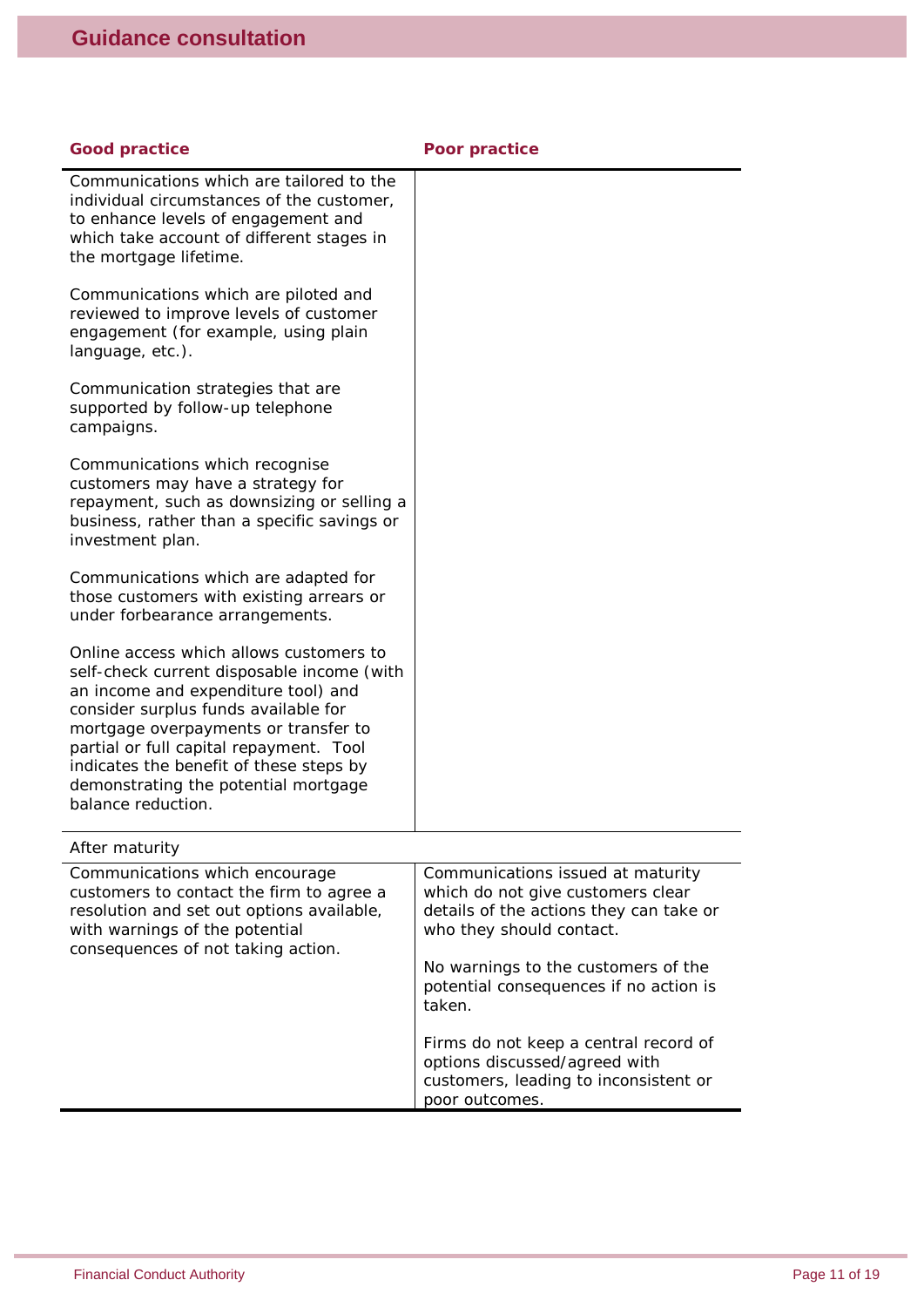| Good practice | Poor practice |
|---|---|
| Communications which are tailored to the individual circumstances of the customer, to enhance levels of engagement and which take account of different stages in the mortgage lifetime.<br><br>Communications which are piloted and reviewed to improve levels of customer engagement (for example, using plain language, etc.).<br><br>Communication strategies that are supported by follow-up telephone campaigns.<br><br>Communications which recognise customers may have a strategy for repayment, such as downsizing or selling a business, rather than a specific savings or investment plan.<br><br>Communications which are adapted for those customers with existing arrears or under forbearance arrangements.<br><br>Online access which allows customers to self-check current disposable income (with an income and expenditure tool) and consider surplus funds available for mortgage overpayments or transfer to partial or full capital repayment. Tool indicates the benefit of these steps by demonstrating the potential mortgage balance reduction. | |
| After maturity | |
| Communications which encourage customers to contact the firm to agree a resolution and set out options available, with warnings of the potential consequences of not taking action. | Communications issued at maturity which do not give customers clear details of the actions they can take or who they should contact.<br><br>No warnings to the customers of the potential consequences if no action is taken.<br><br>Firms do not keep a central record of options discussed/agreed with customers, leading to inconsistent or poor outcomes. |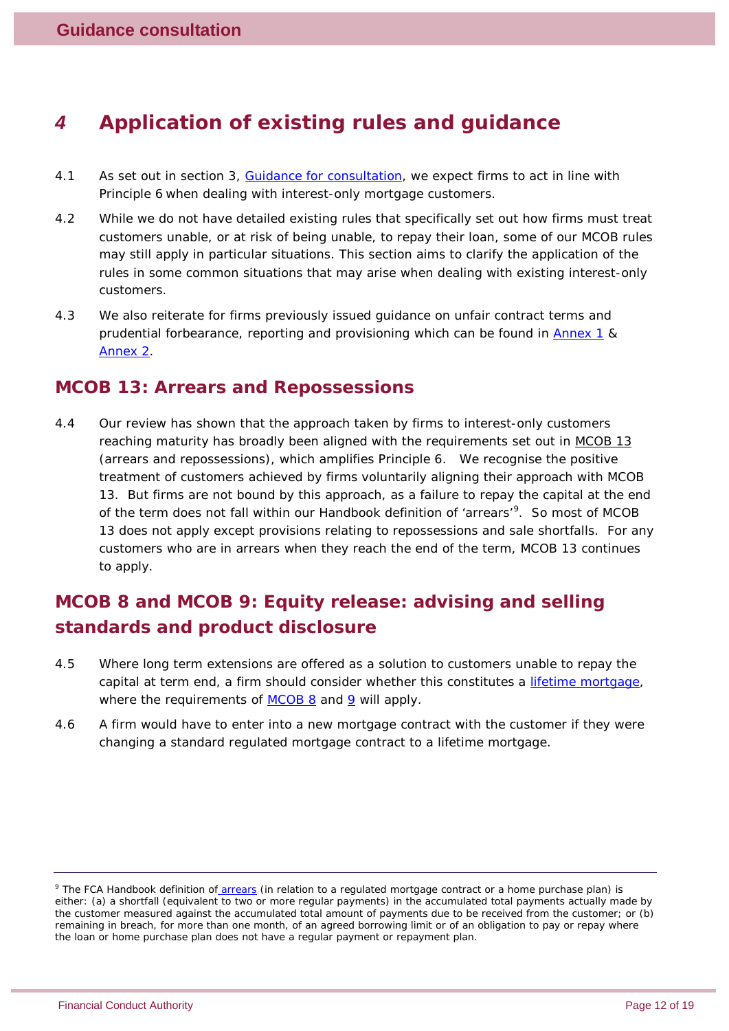# 4 Application of existing rules and guidance

4.1 As set out in section 3, Guidance for consultation, we expect firms to act in line with Principle 6 when dealing with interest-only mortgage customers.

4.2 While we do not have detailed existing rules that specifically set out how firms must treat customers unable, or at risk of being unable, to repay their loan, some of our MCOB rules may still apply in particular situations. This section aims to clarify the application of the rules in some common situations that may arise when dealing with existing interest-only customers.

4.3 We also reiterate for firms previously issued guidance on unfair contract terms and prudential forbearance, reporting and provisioning which can be found in Annex 1 & Annex 2.

## MCOB 13: Arrears and Repossessions

4.4 Our review has shown that the approach taken by firms to interest-only customers reaching maturity has broadly been aligned with the requirements set out in MCOB 13 (arrears and repossessions), which amplifies Principle 6. We recognise the positive treatment of customers achieved by firms voluntarily aligning their approach with MCOB 13. But firms are not bound by this approach, as a failure to repay the capital at the end of the term does not fall within our Handbook definition of 'arrears'[9]. So most of MCOB 13 does not apply except provisions relating to repossessions and sale shortfalls. For any customers who are in arrears when they reach the end of the term, MCOB 13 continues to apply.

## MCOB 8 and MCOB 9: Equity release: advising and selling standards and product disclosure

4.5 Where long term extensions are offered as a solution to customers unable to repay the capital at term end, a firm should consider whether this constitutes a lifetime mortgage, where the requirements of MCOB 8 and 9 will apply.

4.6 A firm would have to enter into a new mortgage contract with the customer if they were changing a standard regulated mortgage contract to a lifetime mortgage.

---

[9] The FCA Handbook definition of arrears (in relation to a regulated mortgage contract or a home purchase plan) is either: (a) a shortfall (equivalent to two or more regular payments) in the accumulated total payments actually made by the customer measured against the accumulated total amount of payments due to be received from the customer; or (b) remaining in breach, for more than one month, of an agreed borrowing limit or of an obligation to pay or repay where the loan or home purchase plan does not have a regular payment or repayment plan.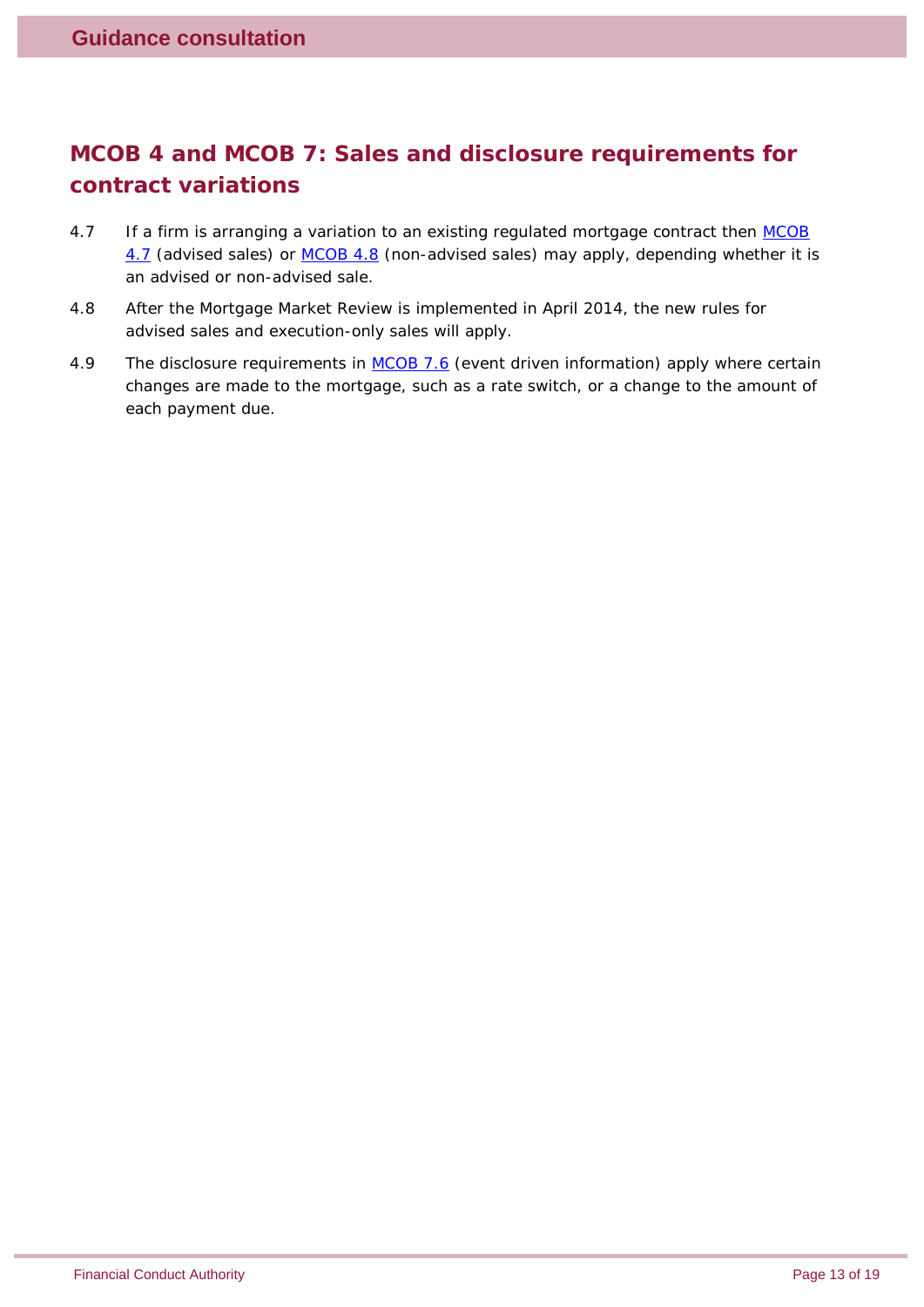## MCOB 4 and MCOB 7: Sales and disclosure requirements for contract variations

4.7 If a firm is arranging a variation to an existing regulated mortgage contract then MCOB 4.7 (advised sales) or MCOB 4.8 (non-advised sales) may apply, depending whether it is an advised or non-advised sale.

4.8 After the Mortgage Market Review is implemented in April 2014, the new rules for advised sales and execution-only sales will apply.

4.9 The disclosure requirements in MCOB 7.6 (event driven information) apply where certain changes are made to the mortgage, such as a rate switch, or a change to the amount of each payment due.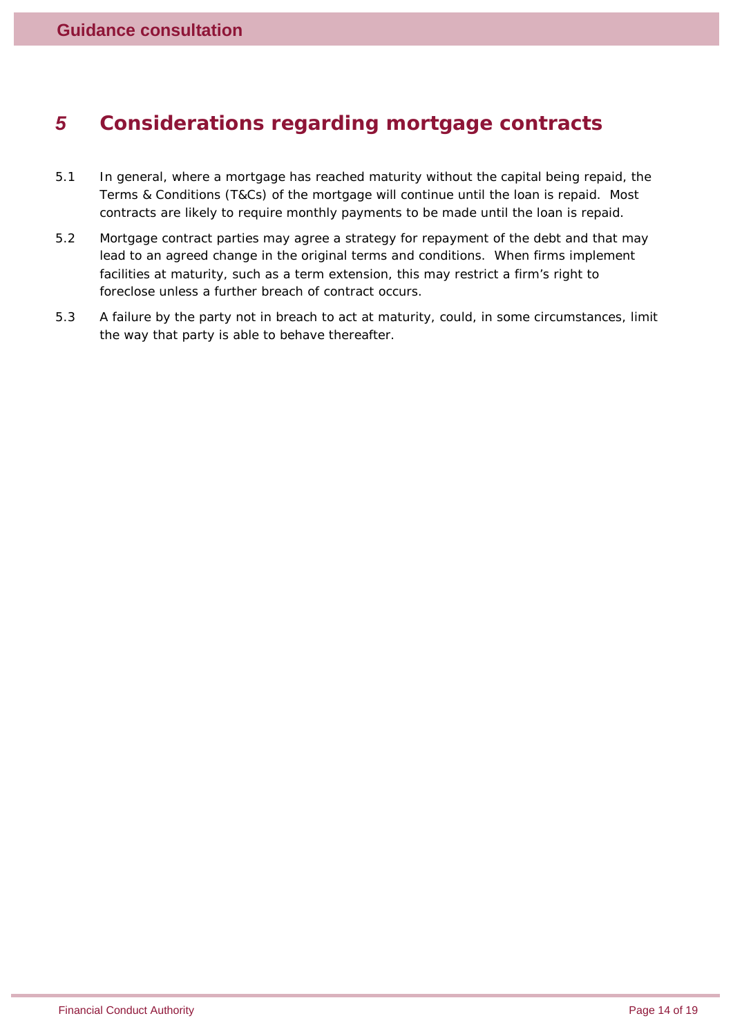# 5 Considerations regarding mortgage contracts

5.1 In general, where a mortgage has reached maturity without the capital being repaid, the Terms & Conditions (T&Cs) of the mortgage will continue until the loan is repaid. Most contracts are likely to require monthly payments to be made until the loan is repaid.

5.2 Mortgage contract parties may agree a strategy for repayment of the debt and that may lead to an agreed change in the original terms and conditions. When firms implement facilities at maturity, such as a term extension, this may restrict a firm's right to foreclose unless a further breach of contract occurs.

5.3 A failure by the party not in breach to act at maturity, could, in some circumstances, limit the way that party is able to behave thereafter.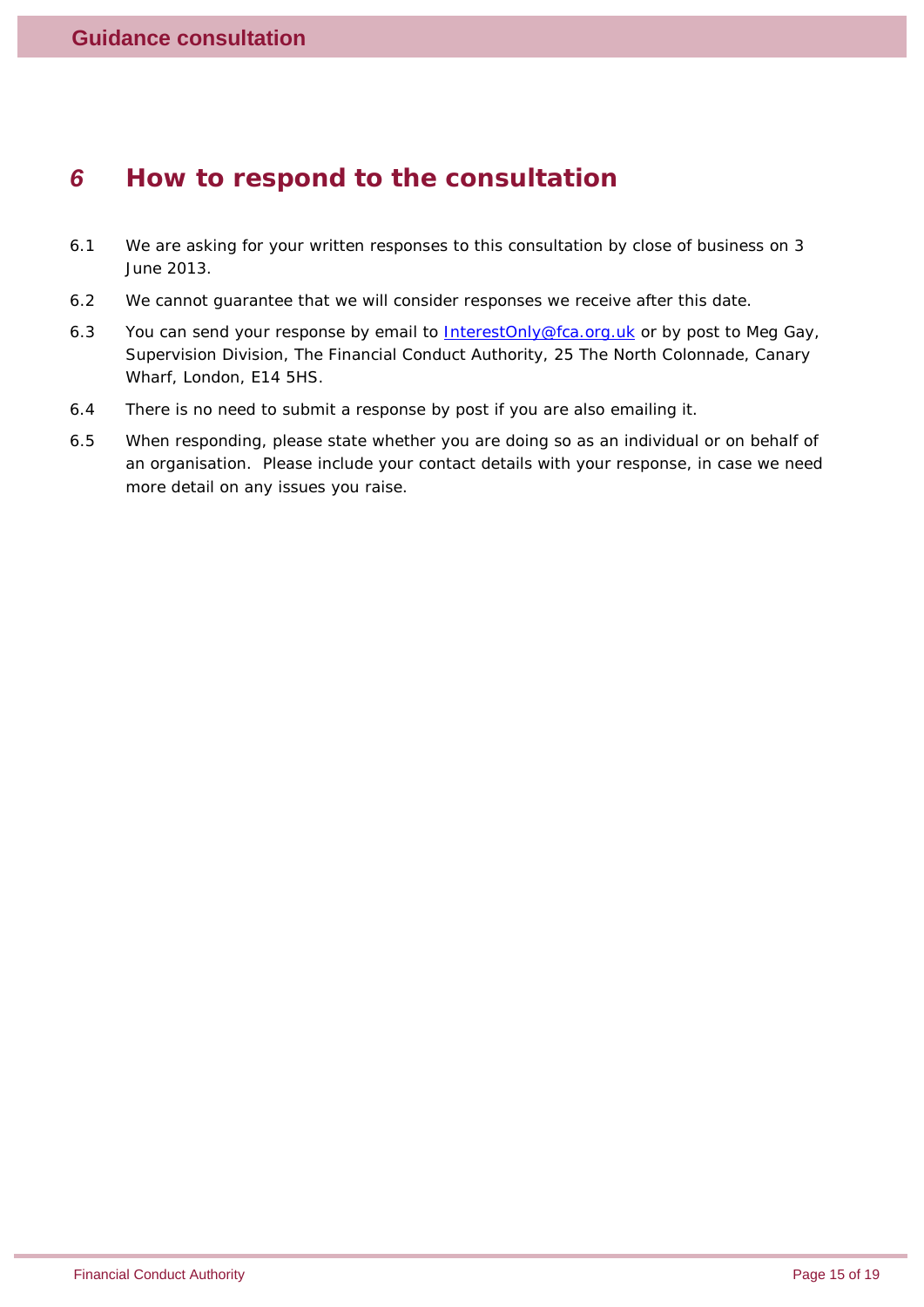# 6 How to respond to the consultation

6.1 We are asking for your written responses to this consultation by close of business on 3 June 2013.

6.2 We cannot guarantee that we will consider responses we receive after this date.

6.3 You can send your response by email to InterestOnly@fca.org.uk or by post to Meg Gay, Supervision Division, The Financial Conduct Authority, 25 The North Colonnade, Canary Wharf, London, E14 5HS.

6.4 There is no need to submit a response by post if you are also emailing it.

6.5 When responding, please state whether you are doing so as an individual or on behalf of an organisation. Please include your contact details with your response, in case we need more detail on any issues you raise.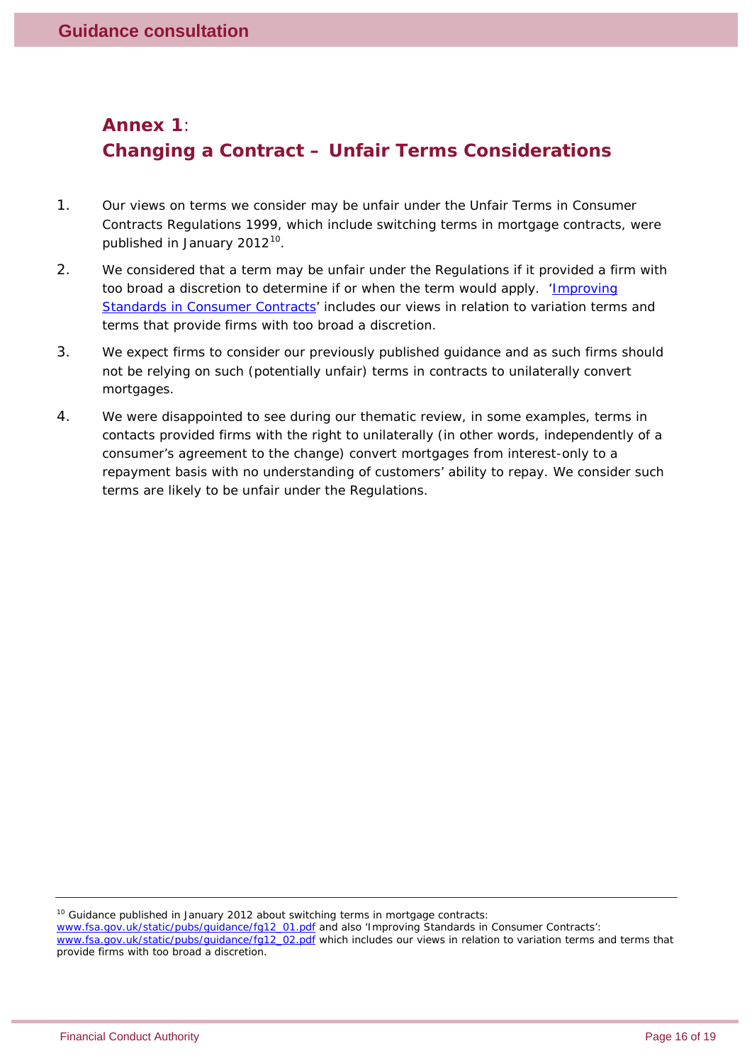# Annex 1: Changing a Contract – Unfair Terms Considerations

1. Our views on terms we consider may be unfair under the Unfair Terms in Consumer Contracts Regulations 1999, which include switching terms in mortgage contracts, were published in January 2012[10].

2. We considered that a term may be unfair under the Regulations if it provided a firm with too broad a discretion to determine if or when the term would apply. '[Improving Standards in Consumer Contracts]' includes our views in relation to variation terms and terms that provide firms with too broad a discretion.

3. We expect firms to consider our previously published guidance and as such firms should not be relying on such (potentially unfair) terms in contracts to unilaterally convert mortgages.

4. We were disappointed to see during our thematic review, in some examples, terms in contacts provided firms with the right to unilaterally (in other words, independently of a consumer's agreement to the change) convert mortgages from interest-only to a repayment basis with no understanding of customers' ability to repay. We consider such terms are likely to be unfair under the Regulations.

---

[10] Guidance published in January 2012 about switching terms in mortgage contracts: www.fsa.gov.uk/static/pubs/guidance/fg12_01.pdf and also 'Improving Standards in Consumer Contracts': www.fsa.gov.uk/static/pubs/guidance/fg12_02.pdf which includes our views in relation to variation terms and terms that provide firms with too broad a discretion.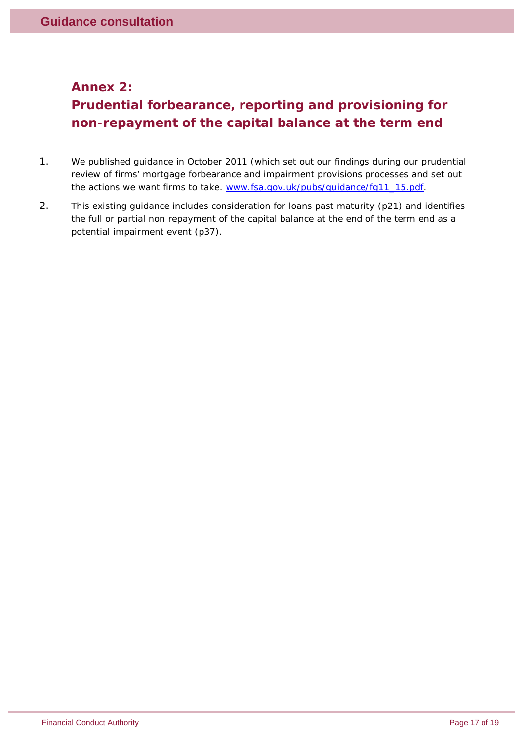## Annex 2:
## Prudential forbearance, reporting and provisioning for non-repayment of the capital balance at the term end

1. We published guidance in October 2011 (which set out our findings during our prudential review of firms' mortgage forbearance and impairment provisions processes and set out the actions we want firms to take. www.fsa.gov.uk/pubs/guidance/fg11_15.pdf.

2. This existing guidance includes consideration for loans past maturity (p21) and identifies the full or partial non repayment of the capital balance at the end of the term end as a potential impairment event (p37).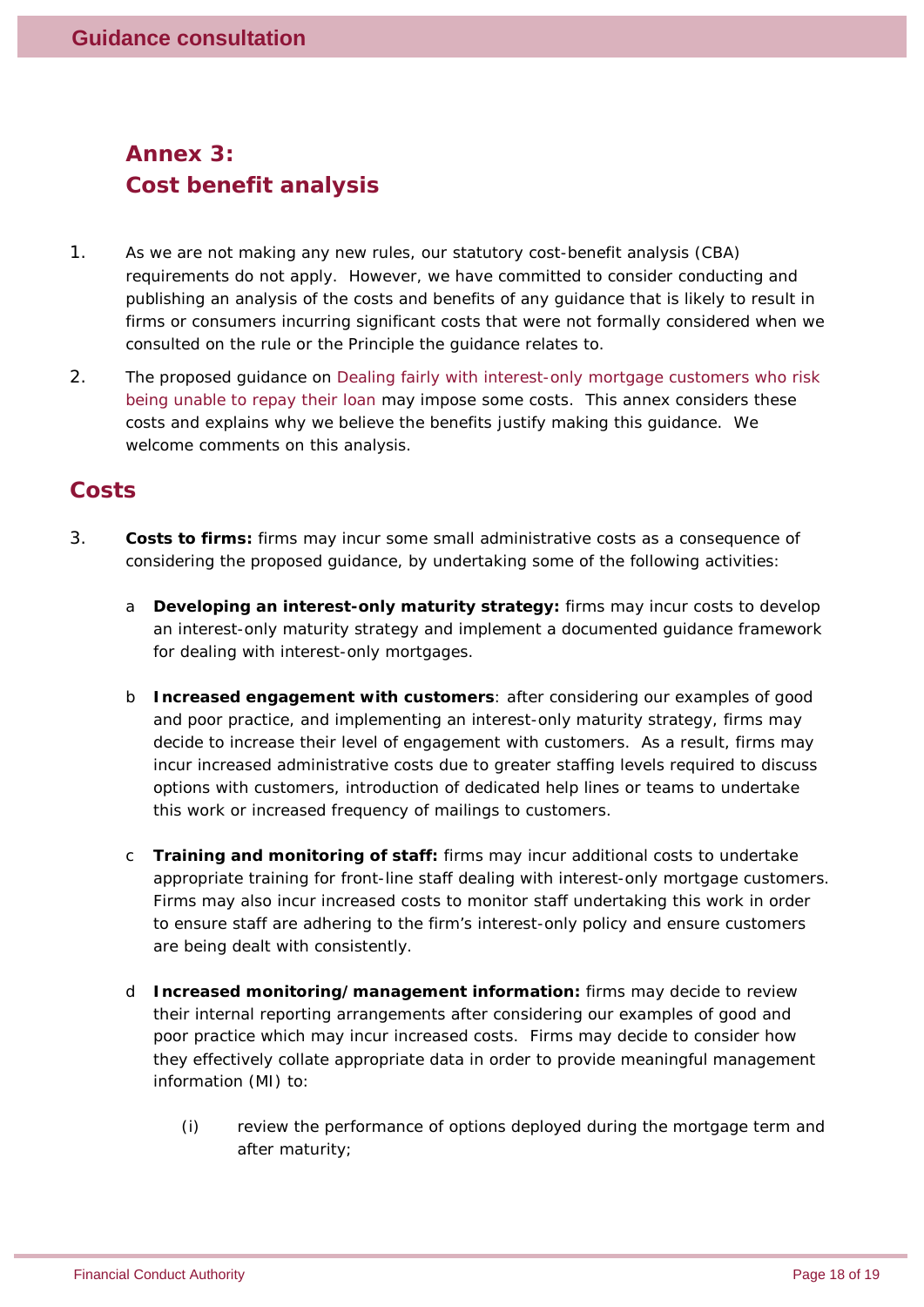# Annex 3: Cost benefit analysis

1. As we are not making any new rules, our statutory cost-benefit analysis (CBA) requirements do not apply. However, we have committed to consider conducting and publishing an analysis of the costs and benefits of any guidance that is likely to result in firms or consumers incurring significant costs that were not formally considered when we consulted on the rule or the Principle the guidance relates to.

2. The proposed guidance on Dealing fairly with interest-only mortgage customers who risk being unable to repay their loan may impose some costs. This annex considers these costs and explains why we believe the benefits justify making this guidance. We welcome comments on this analysis.

## Costs

3. **Costs to firms:** firms may incur some small administrative costs as a consequence of considering the proposed guidance, by undertaking some of the following activities:

   a **Developing an interest-only maturity strategy:** firms may incur costs to develop an interest-only maturity strategy and implement a documented guidance framework for dealing with interest-only mortgages.

   b **Increased engagement with customers**: after considering our examples of good and poor practice, and implementing an interest-only maturity strategy, firms may decide to increase their level of engagement with customers. As a result, firms may incur increased administrative costs due to greater staffing levels required to discuss options with customers, introduction of dedicated help lines or teams to undertake this work or increased frequency of mailings to customers.

   c **Training and monitoring of staff:** firms may incur additional costs to undertake appropriate training for front-line staff dealing with interest-only mortgage customers. Firms may also incur increased costs to monitor staff undertaking this work in order to ensure staff are adhering to the firm's interest-only policy and ensure customers are being dealt with consistently.

   d **Increased monitoring/management information:** firms may decide to review their internal reporting arrangements after considering our examples of good and poor practice which may incur increased costs. Firms may decide to consider how they effectively collate appropriate data in order to provide meaningful management information (MI) to:

      (i) review the performance of options deployed during the mortgage term and after maturity;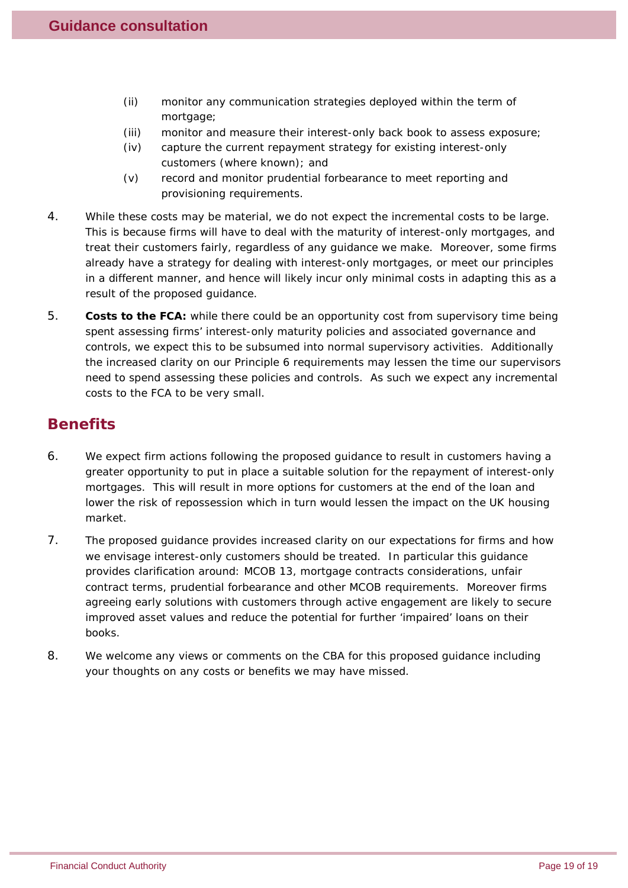(ii) monitor any communication strategies deployed within the term of mortgage;

(iii) monitor and measure their interest-only back book to assess exposure;

(iv) capture the current repayment strategy for existing interest-only customers (where known); and

(v) record and monitor prudential forbearance to meet reporting and provisioning requirements.

4. While these costs may be material, we do not expect the incremental costs to be large. This is because firms will have to deal with the maturity of interest-only mortgages, and treat their customers fairly, regardless of any guidance we make. Moreover, some firms already have a strategy for dealing with interest-only mortgages, or meet our principles in a different manner, and hence will likely incur only minimal costs in adapting this as a result of the proposed guidance.

5. **Costs to the FCA:** while there could be an opportunity cost from supervisory time being spent assessing firms' interest-only maturity policies and associated governance and controls, we expect this to be subsumed into normal supervisory activities. Additionally the increased clarity on our Principle 6 requirements may lessen the time our supervisors need to spend assessing these policies and controls. As such we expect any incremental costs to the FCA to be very small.

## Benefits

6. We expect firm actions following the proposed guidance to result in customers having a greater opportunity to put in place a suitable solution for the repayment of interest-only mortgages. This will result in more options for customers at the end of the loan and lower the risk of repossession which in turn would lessen the impact on the UK housing market.

7. The proposed guidance provides increased clarity on our expectations for firms and how we envisage interest-only customers should be treated. In particular this guidance provides clarification around: MCOB 13, mortgage contracts considerations, unfair contract terms, prudential forbearance and other MCOB requirements. Moreover firms agreeing early solutions with customers through active engagement are likely to secure improved asset values and reduce the potential for further 'impaired' loans on their books.

8. We welcome any views or comments on the CBA for this proposed guidance including your thoughts on any costs or benefits we may have missed.